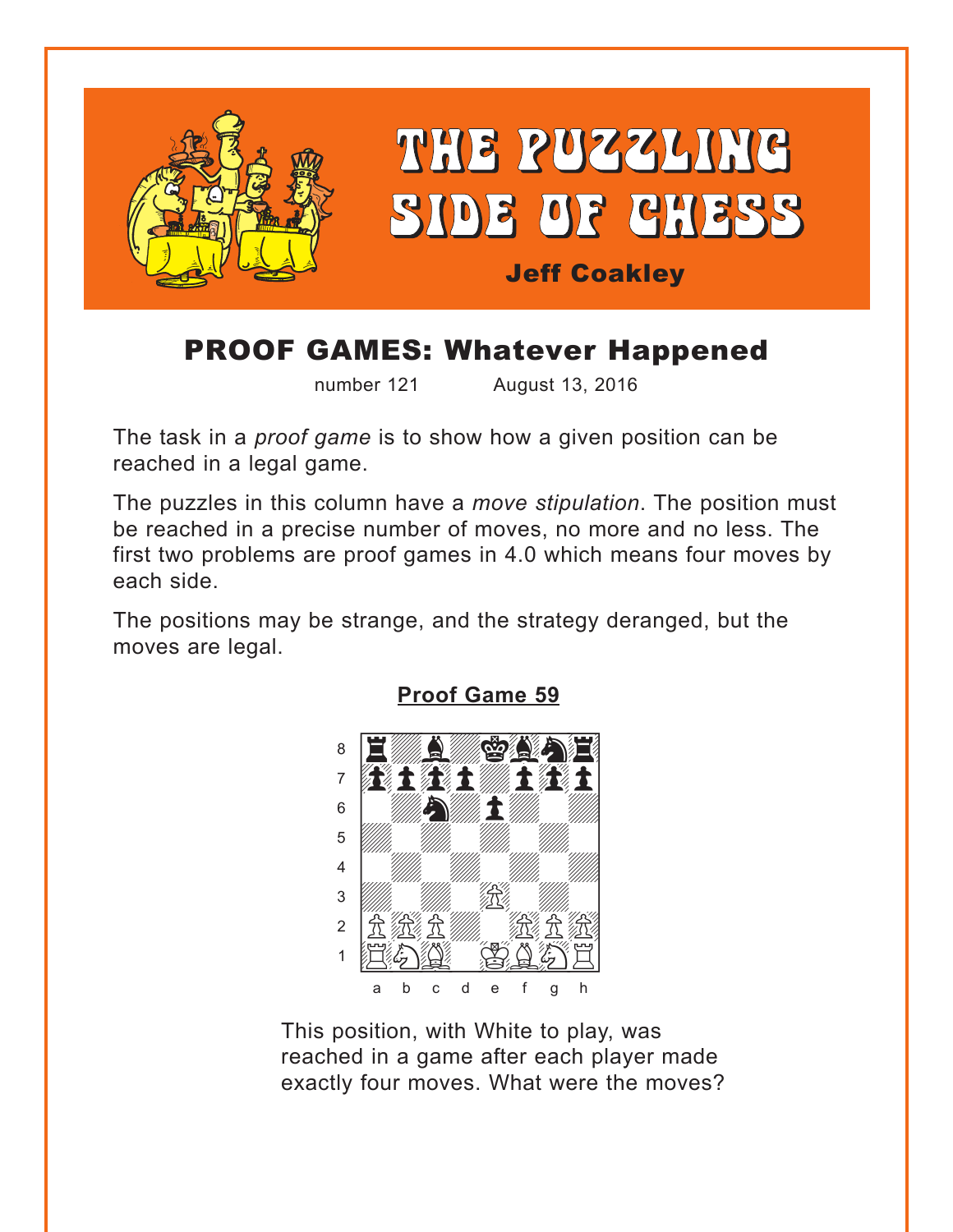# THE PUZZLING SIDE OF CHESS

**Jeff Coakley**

## PROOF GAMES: Whatever Happened

number 121 August 13, 2016

The task in a *proof game* is to show how a given position can be reached in a legal game.

The puzzles in this column have a *move stipulation*. The position must be reached in a precise number of moves, no more and no less. The first two problems are proof games in 4.0 which means four moves by each side.

The positions may be strange, and the strategy deranged, but the moves are legal.

### Proof Game 59

This position, with White to play, was reached in a game after each player made exactly four moves. What were the moves?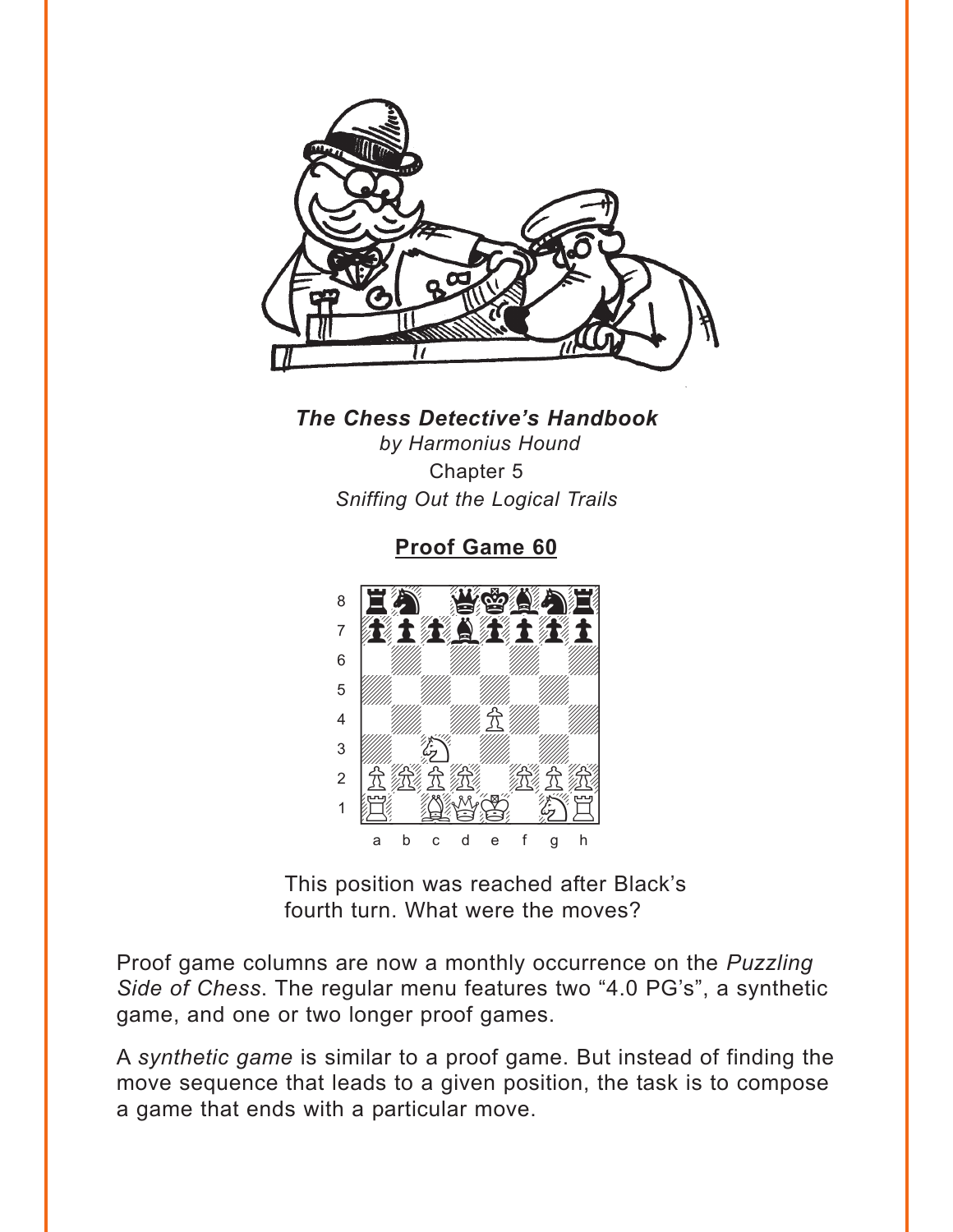***The Chess Detective's Handbook***

*by Harmonius Hound*

Chapter 5

*Sniffing Out the Logical Trails*

## Proof Game 60

This position was reached after Black's fourth turn. What were the moves?

Proof game columns are now a monthly occurrence on the *Puzzling Side of Chess*. The regular menu features two "4.0 PG's", a synthetic game, and one or two longer proof games.

A *synthetic game* is similar to a proof game. But instead of finding the move sequence that leads to a given position, the task is to compose a game that ends with a particular move.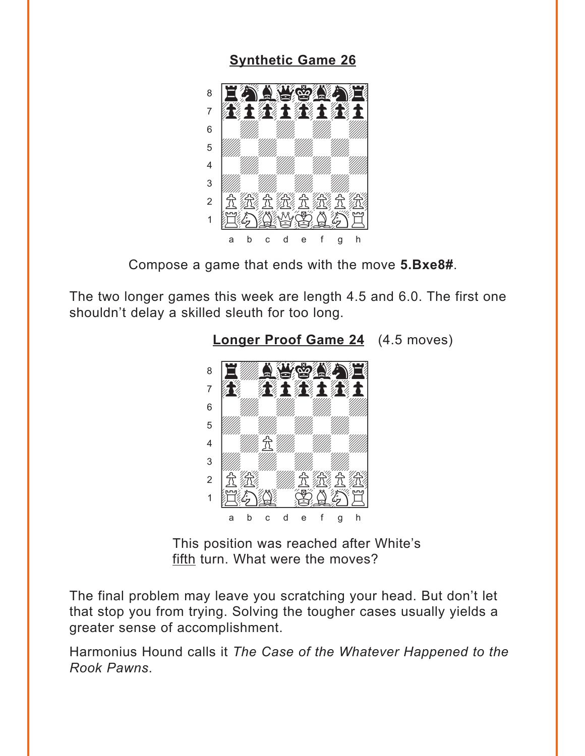## Synthetic Game 26

Compose a game that ends with the move **5.Bxe8#**.

The two longer games this week are length 4.5 and 6.0. The first one shouldn't delay a skilled sleuth for too long.

## Longer Proof Game 24 (4.5 moves)

This position was reached after White's fifth turn. What were the moves?

The final problem may leave you scratching your head. But don't let that stop you from trying. Solving the tougher cases usually yields a greater sense of accomplishment.

Harmonius Hound calls it *The Case of the Whatever Happened to the Rook Pawns*.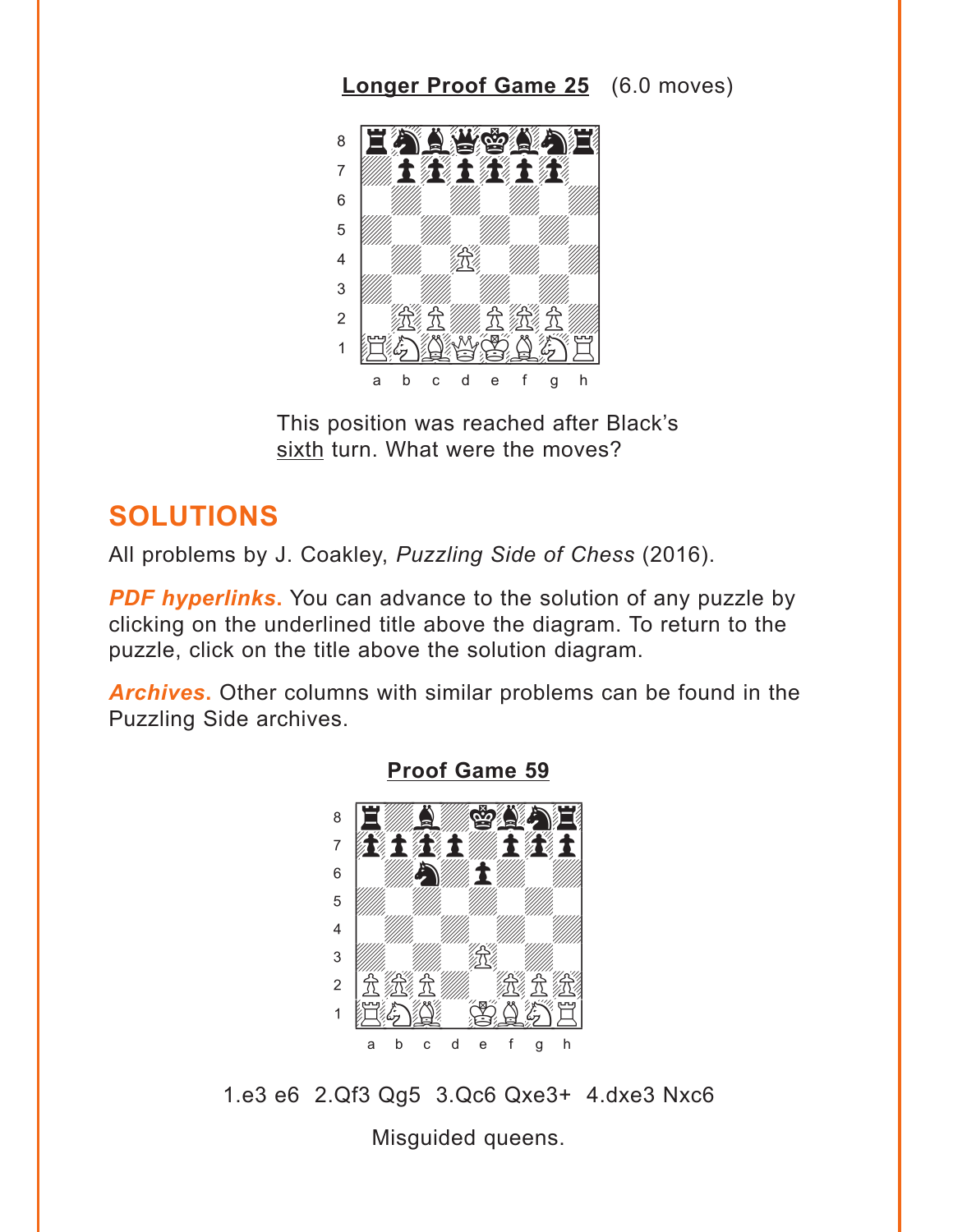**Longer Proof Game 25** (6.0 moves)

This position was reached after Black's sixth turn. What were the moves?

## SOLUTIONS

All problems by J. Coakley, *Puzzling Side of Chess* (2016).

***PDF hyperlinks.*** You can advance to the solution of any puzzle by clicking on the underlined title above the diagram. To return to the puzzle, click on the title above the solution diagram.

***Archives.*** Other columns with similar problems can be found in the Puzzling Side archives.

**Proof Game 59**

1.e3 e6 2.Qf3 Qg5 3.Qc6 Qxe3+ 4.dxe3 Nxc6

Misguided queens.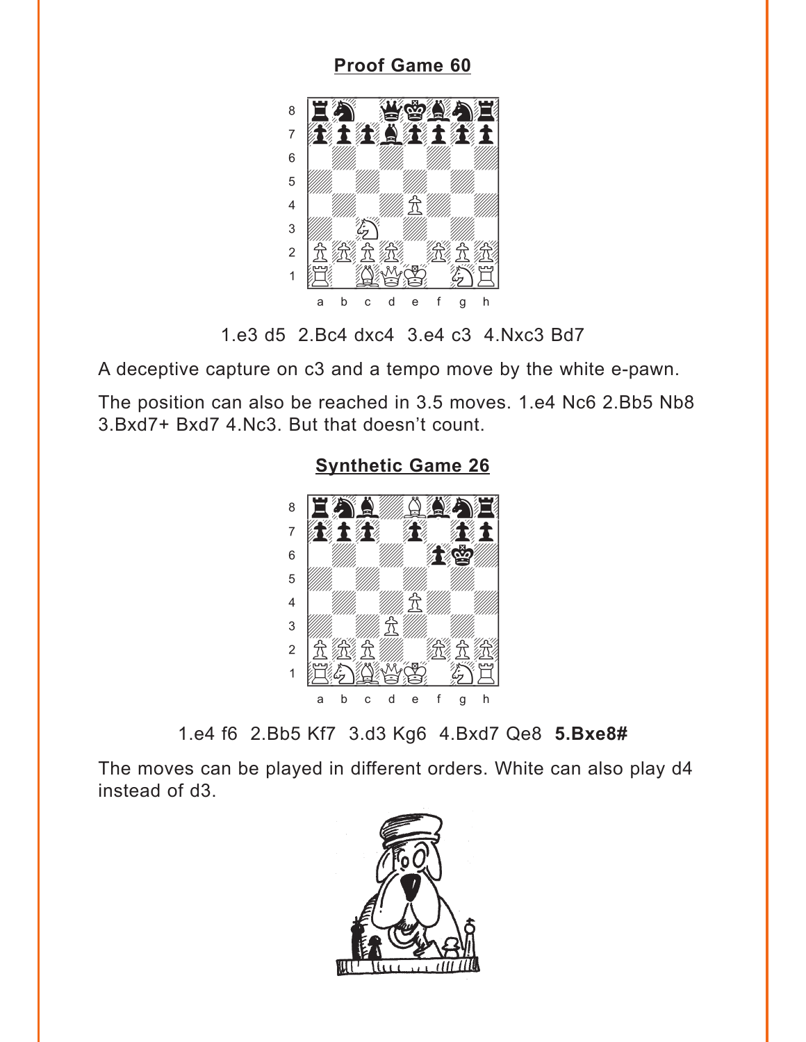## Proof Game 60

1.e3 d5 2.Bc4 dxc4 3.e4 c3 4.Nxc3 Bd7

A deceptive capture on c3 and a tempo move by the white e-pawn.

The position can also be reached in 3.5 moves. 1.e4 Nc6 2.Bb5 Nb8 3.Bxd7+ Bxd7 4.Nc3. But that doesn't count.

## Synthetic Game 26

1.e4 f6 2.Bb5 Kf7 3.d3 Kg6 4.Bxd7 Qe8 **5.Bxe8#**

The moves can be played in different orders. White can also play d4 instead of d3.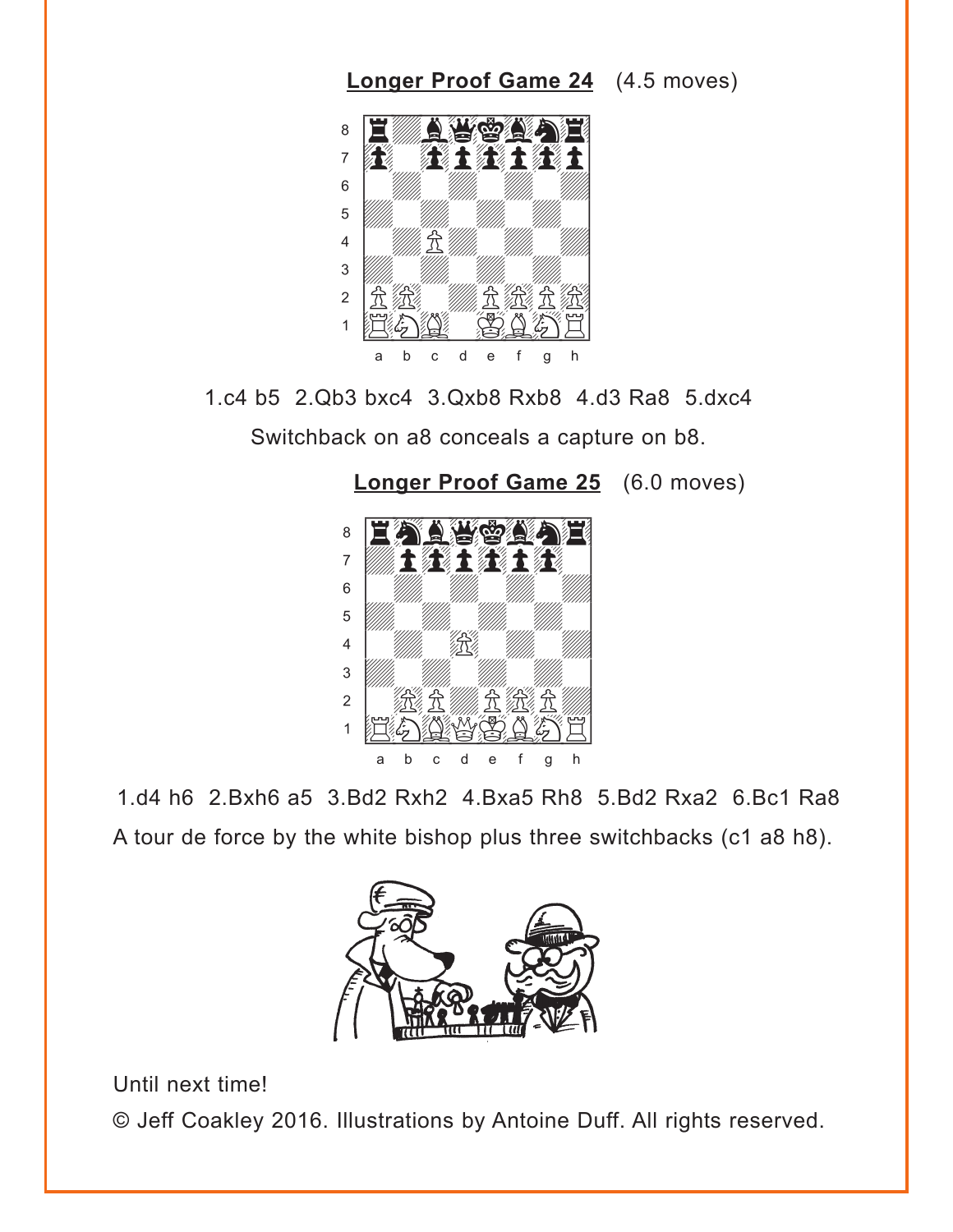**Longer Proof Game 24** (4.5 moves)

1.c4 b5 2.Qb3 bxc4 3.Qxb8 Rxb8 4.d3 Ra8 5.dxc4

Switchback on a8 conceals a capture on b8.

**Longer Proof Game 25** (6.0 moves)

1.d4 h6 2.Bxh6 a5 3.Bd2 Rxh2 4.Bxa5 Rh8 5.Bd2 Rxa2 6.Bc1 Ra8

A tour de force by the white bishop plus three switchbacks (c1 a8 h8).

Until next time!

© Jeff Coakley 2016. Illustrations by Antoine Duff. All rights reserved.